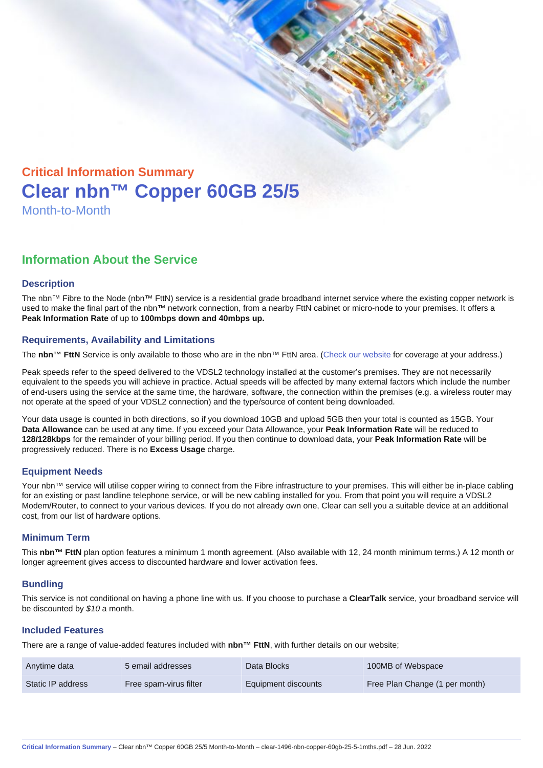## Critical Information Summary

# Clear nbn™ Copper 60GB 25/5

Month-to-Month

## Information About the Service

### Description

The nbn™ Fibre to the Node (nbn™ FttN) service is a residential grade broadband internet service where the existing copper network is used to make the final part of the nbn™ network connection, from a nearby FttN cabinet or micro-node to your premises. It offers a **Peak Information Rate** of up to **100mbps down and 40mbps up.**

### Requirements, Availability and Limitations

The **nbn™ FttN** Service is only available to those who are in the nbn™ FttN area. (Check our website for coverage at your address.)

Peak speeds refer to the speed delivered to the VDSL2 technology installed at the customer's premises. They are not necessarily equivalent to the speeds you will achieve in practice. Actual speeds will be affected by many external factors which include the number of end-users using the service at the same time, the hardware, software, the connection within the premises (e.g. a wireless router may not operate at the speed of your VDSL2 connection) and the type/source of content being downloaded.

Your data usage is counted in both directions, so if you download 10GB and upload 5GB then your total is counted as 15GB. Your **Data Allowance** can be used at any time. If you exceed your Data Allowance, your **Peak Information Rate** will be reduced to **128/128kbps** for the remainder of your billing period. If you then continue to download data, your **Peak Information Rate** will be progressively reduced. There is no **Excess Usage** charge.

### Equipment Needs

Your nbn™ service will utilise copper wiring to connect from the Fibre infrastructure to your premises. This will either be in-place cabling for an existing or past landline telephone service, or will be new cabling installed for you. From that point you will require a VDSL2 Modem/Router, to connect to your various devices. If you do not already own one, Clear can sell you a suitable device at an additional cost, from our list of hardware options.

### Minimum Term

This **nbn™ FttN** plan option features a minimum 1 month agreement. (Also available with 12, 24 month minimum terms.) A 12 month or longer agreement gives access to discounted hardware and lower activation fees.

### Bundling

This service is not conditional on having a phone line with us. If you choose to purchase a **ClearTalk** service, your broadband service will be discounted by *$10* a month.

### Included Features

There are a range of value-added features included with **nbn™ FttN**, with further details on our website;

| | | | |
|---|---|---|---|
| Anytime data | 5 email addresses | Data Blocks | 100MB of Webspace |
| Static IP address | Free spam-virus filter | Equipment discounts | Free Plan Change (1 per month) |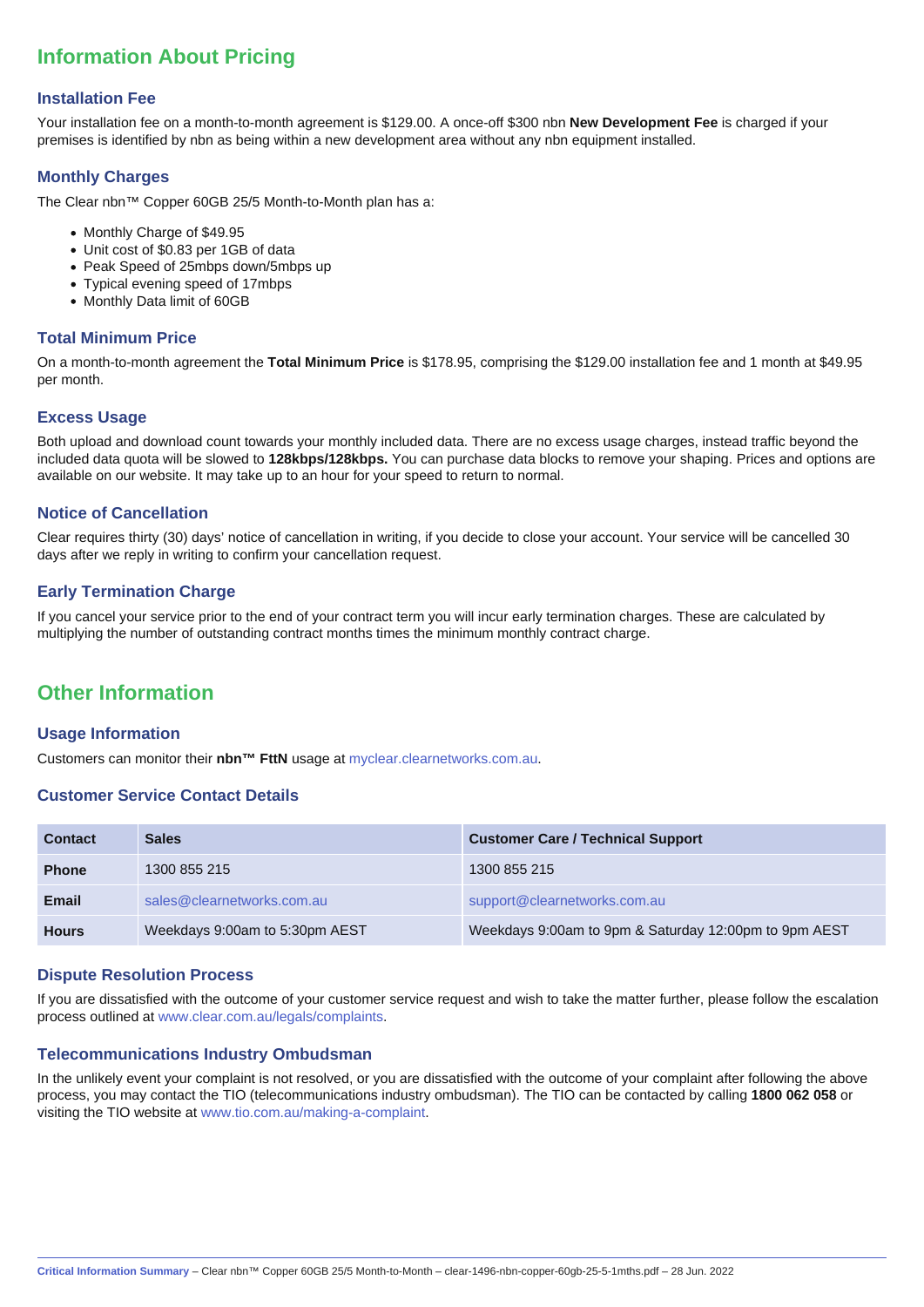## Information About Pricing

### Installation Fee

Your installation fee on a month-to-month agreement is $129.00. A once-off $300 nbn **New Development Fee** is charged if your premises is identified by nbn as being within a new development area without any nbn equipment installed.

### Monthly Charges

The Clear nbn™ Copper 60GB 25/5 Month-to-Month plan has a:

- Monthly Charge of $49.95
- Unit cost of $0.83 per 1GB of data
- Peak Speed of 25mbps down/5mbps up
- Typical evening speed of 17mbps
- Monthly Data limit of 60GB

### Total Minimum Price

On a month-to-month agreement the **Total Minimum Price** is $178.95, comprising the $129.00 installation fee and 1 month at $49.95 per month.

### Excess Usage

Both upload and download count towards your monthly included data. There are no excess usage charges, instead traffic beyond the included data quota will be slowed to **128kbps/128kbps.** You can purchase data blocks to remove your shaping. Prices and options are available on our website. It may take up to an hour for your speed to return to normal.

### Notice of Cancellation

Clear requires thirty (30) days' notice of cancellation in writing, if you decide to close your account. Your service will be cancelled 30 days after we reply in writing to confirm your cancellation request.

### Early Termination Charge

If you cancel your service prior to the end of your contract term you will incur early termination charges. These are calculated by multiplying the number of outstanding contract months times the minimum monthly contract charge.

## Other Information

### Usage Information

Customers can monitor their **nbn™ FttN** usage at myclear.clearnetworks.com.au.

### Customer Service Contact Details

| Contact | Sales | Customer Care / Technical Support |
|---|---|---|
| **Phone** | 1300 855 215 | 1300 855 215 |
| **Email** | sales@clearnetworks.com.au | support@clearnetworks.com.au |
| **Hours** | Weekdays 9:00am to 5:30pm AEST | Weekdays 9:00am to 9pm & Saturday 12:00pm to 9pm AEST |

### Dispute Resolution Process

If you are dissatisfied with the outcome of your customer service request and wish to take the matter further, please follow the escalation process outlined at www.clear.com.au/legals/complaints.

### Telecommunications Industry Ombudsman

In the unlikely event your complaint is not resolved, or you are dissatisfied with the outcome of your complaint after following the above process, you may contact the TIO (telecommunications industry ombudsman). The TIO can be contacted by calling **1800 062 058** or visiting the TIO website at www.tio.com.au/making-a-complaint.